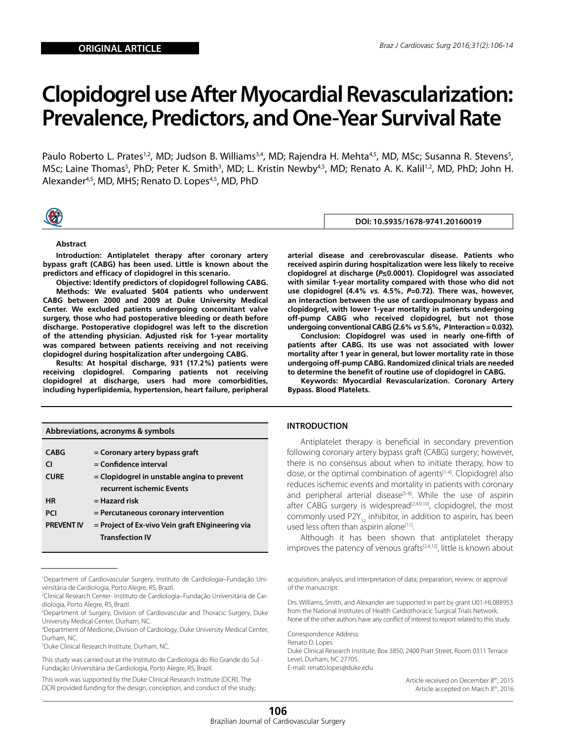ORIGINAL ARTICLE

# Clopidogrel use After Myocardial Revascularization: Prevalence, Predictors, and One-Year Survival Rate

Paulo Roberto L. Prates[1,2], MD; Judson B. Williams[3,4], MD; Rajendra H. Mehta[4,5], MD, MSc; Susanna R. Stevens[5], MSc; Laine Thomas[5], PhD; Peter K. Smith[3], MD; L. Kristin Newby[4,5], MD; Renato A. K. Kalil[1,2], MD, PhD; John H. Alexander[4,5], MD, MHS; Renato D. Lopes[4,5], MD, PhD

DOI: 10.5935/1678-9741.20160019

**Abstract**

**Introduction: Antiplatelet therapy after coronary artery bypass graft (CABG) has been used. Little is known about the predictors and efficacy of clopidogrel in this scenario.**

**Objective: Identify predictors of clopidogrel following CABG.**

**Methods: We evaluated 5404 patients who underwent CABG between 2000 and 2009 at Duke University Medical Center. We excluded patients undergoing concomitant valve surgery, those who had postoperative bleeding or death before discharge. Postoperative clopidogrel was left to the discretion of the attending physician. Adjusted risk for 1-year mortality was compared between patients receiving and not receiving clopidogrel during hospitalization after undergoing CABG.**

**Results: At hospital discharge, 931 (17.2%) patients were receiving clopidogrel. Comparing patients not receiving clopidogrel at discharge, users had more comorbidities, including hyperlipidemia, hypertension, heart failure, peripheral arterial disease and cerebrovascular disease. Patients who received aspirin during hospitalization were less likely to receive clopidogrel at discharge (*P*≤0.0001). Clopidogrel was associated with similar 1-year mortality compared with those who did not use clopidogrel (4.4% *vs.* 4.5%, *P*=0.72). There was, however, an interaction between the use of cardiopulmonary bypass and clopidogrel, with lower 1-year mortality in patients undergoing off-pump CABG who received clopidogrel, but not those undergoing conventional CABG (2.6% *vs* 5.6%, *P* Interaction = 0.032).**

**Conclusion: Clopidogrel was used in nearly one-fifth of patients after CABG. Its use was not associated with lower mortality after 1 year in general, but lower mortality rate in those undergoing off-pump CABG. Randomized clinical trials are needed to determine the benefit of routine use of clopidogrel in CABG.**

**Keywords: Myocardial Revascularization. Coronary Artery Bypass. Blood Platelets.**

| Abbreviations, acronyms & symbols | |
|---|---|
| CABG | = Coronary artery bypass graft |
| CI | = Confidence interval |
| CURE | = Clopidogrel in unstable angina to prevent recurrent ischemic Events |
| HR | = Hazard risk |
| PCI | = Percutaneous coronary intervention |
| PREVENT IV | = Project of Ex-vivo Vein graft ENgineering via Transfection IV |

## INTRODUCTION

Antiplatelet therapy is beneficial in secondary prevention following coronary artery bypass graft (CABG) surgery; however, there is no consensus about when to initiate therapy, how to dose, or the optimal combination of agents[1-4]. Clopidogrel also reduces ischemic events and mortality in patients with coronary and peripheral arterial disease[5-8]. While the use of aspirin after CABG surgery is widespread[2,4,9,10], clopidogrel, the most commonly used $P2Y_{12}$ inhibitor, in addition to aspirin, has been used less often than aspirin alone[11].

Although it has been shown that antiplatelet therapy improves the patency of venous grafts[2,4,12], little is known about

[1]Department of Cardiovascular Surgery, Instituto de Cardiologia–Fundação Universitária de Cardiologia, Porto Alegre, RS, Brazil.
[2]Clinical Research Center- Instituto de Cardiologia–Fundação Universitária de Cardiologia, Porto Alegre, RS, Brazil.
[3]Department of Surgery, Division of Cardiovascular and Thoracic Surgery, Duke University Medical Center, Durham, NC.
[4]Department of Medicine, Division of Cardiology, Duke University Medical Center, Durham, NC.
[5]Duke Clinical Research Institute, Durham, NC.

This study was carried out at the Instituto de Cardiologia do Rio Grande do Sul - Fundação Universitária de Cardiologia, Porto Alegre, RS, Brazil.

This work was supported by the Duke Clinical Research Institute (DCRI). The DCRI provided funding for the design, conception, and conduct of the study; acquisition, analysis, and interpretation of data; preparation, review, or approval of the manuscript.

Drs. Williams, Smith, and Alexander are supported in part by grant U01-HL088953 from the National Institutes of Health Cardiothoracic Surgical Trials Network. None of the other authors have any conflict of interest to report related to this study.

Correspondence Address:
Renato D. Lopes
Duke Clinical Research Institute, Box 3850, 2400 Pratt Street, Room 0311 Terrace Level, Durham, NC 27705.
E-mail: renato.lopes@duke.edu

Article received on December 8th, 2015
Article accepted on March 8th, 2016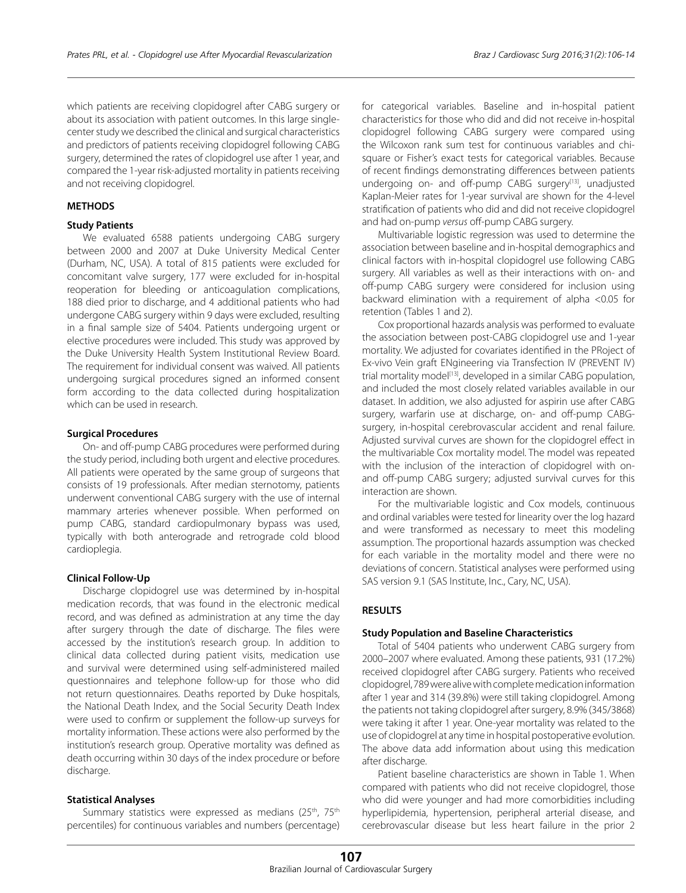which patients are receiving clopidogrel after CABG surgery or about its association with patient outcomes. In this large single-center study we described the clinical and surgical characteristics and predictors of patients receiving clopidogrel following CABG surgery, determined the rates of clopidogrel use after 1 year, and compared the 1-year risk-adjusted mortality in patients receiving and not receiving clopidogrel.

## METHODS

### Study Patients

We evaluated 6588 patients undergoing CABG surgery between 2000 and 2007 at Duke University Medical Center (Durham, NC, USA). A total of 815 patients were excluded for concomitant valve surgery, 177 were excluded for in-hospital reoperation for bleeding or anticoagulation complications, 188 died prior to discharge, and 4 additional patients who had undergone CABG surgery within 9 days were excluded, resulting in a final sample size of 5404. Patients undergoing urgent or elective procedures were included. This study was approved by the Duke University Health System Institutional Review Board. The requirement for individual consent was waived. All patients undergoing surgical procedures signed an informed consent form according to the data collected during hospitalization which can be used in research.

### Surgical Procedures

On- and off-pump CABG procedures were performed during the study period, including both urgent and elective procedures. All patients were operated by the same group of surgeons that consists of 19 professionals. After median sternotomy, patients underwent conventional CABG surgery with the use of internal mammary arteries whenever possible. When performed on pump CABG, standard cardiopulmonary bypass was used, typically with both anterograde and retrograde cold blood cardioplegia.

### Clinical Follow-Up

Discharge clopidogrel use was determined by in-hospital medication records, that was found in the electronic medical record, and was defined as administration at any time the day after surgery through the date of discharge. The files were accessed by the institution's research group. In addition to clinical data collected during patient visits, medication use and survival were determined using self-administered mailed questionnaires and telephone follow-up for those who did not return questionnaires. Deaths reported by Duke hospitals, the National Death Index, and the Social Security Death Index were used to confirm or supplement the follow-up surveys for mortality information. These actions were also performed by the institution's research group. Operative mortality was defined as death occurring within 30 days of the index procedure or before discharge.

### Statistical Analyses

Summary statistics were expressed as medians (25th, 75th percentiles) for continuous variables and numbers (percentage) for categorical variables. Baseline and in-hospital patient characteristics for those who did and did not receive in-hospital clopidogrel following CABG surgery were compared using the Wilcoxon rank sum test for continuous variables and chi-square or Fisher's exact tests for categorical variables. Because of recent findings demonstrating differences between patients undergoing on- and off-pump CABG surgery[13], unadjusted Kaplan-Meier rates for 1-year survival are shown for the 4-level stratification of patients who did and did not receive clopidogrel and had on-pump *versus* off-pump CABG surgery.

Multivariable logistic regression was used to determine the association between baseline and in-hospital demographics and clinical factors with in-hospital clopidogrel use following CABG surgery. All variables as well as their interactions with on- and off-pump CABG surgery were considered for inclusion using backward elimination with a requirement of alpha <0.05 for retention (Tables 1 and 2).

Cox proportional hazards analysis was performed to evaluate the association between post-CABG clopidogrel use and 1-year mortality. We adjusted for covariates identified in the PRoject of Ex-vivo Vein graft ENgineering via Transfection IV (PREVENT IV) trial mortality model[13], developed in a similar CABG population, and included the most closely related variables available in our dataset. In addition, we also adjusted for aspirin use after CABG surgery, warfarin use at discharge, on- and off-pump CABG-surgery, in-hospital cerebrovascular accident and renal failure. Adjusted survival curves are shown for the clopidogrel effect in the multivariable Cox mortality model. The model was repeated with the inclusion of the interaction of clopidogrel with on- and off-pump CABG surgery; adjusted survival curves for this interaction are shown.

For the multivariable logistic and Cox models, continuous and ordinal variables were tested for linearity over the log hazard and were transformed as necessary to meet this modeling assumption. The proportional hazards assumption was checked for each variable in the mortality model and there were no deviations of concern. Statistical analyses were performed using SAS version 9.1 (SAS Institute, Inc., Cary, NC, USA).

## RESULTS

### Study Population and Baseline Characteristics

Total of 5404 patients who underwent CABG surgery from 2000–2007 where evaluated. Among these patients, 931 (17.2%) received clopidogrel after CABG surgery. Patients who received clopidogrel, 789 were alive with complete medication information after 1 year and 314 (39.8%) were still taking clopidogrel. Among the patients not taking clopidogrel after surgery, 8.9% (345/3868) were taking it after 1 year. One-year mortality was related to the use of clopidogrel at any time in hospital postoperative evolution. The above data add information about using this medication after discharge.

Patient baseline characteristics are shown in Table 1. When compared with patients who did not receive clopidogrel, those who did were younger and had more comorbidities including hyperlipidemia, hypertension, peripheral arterial disease, and cerebrovascular disease but less heart failure in the prior 2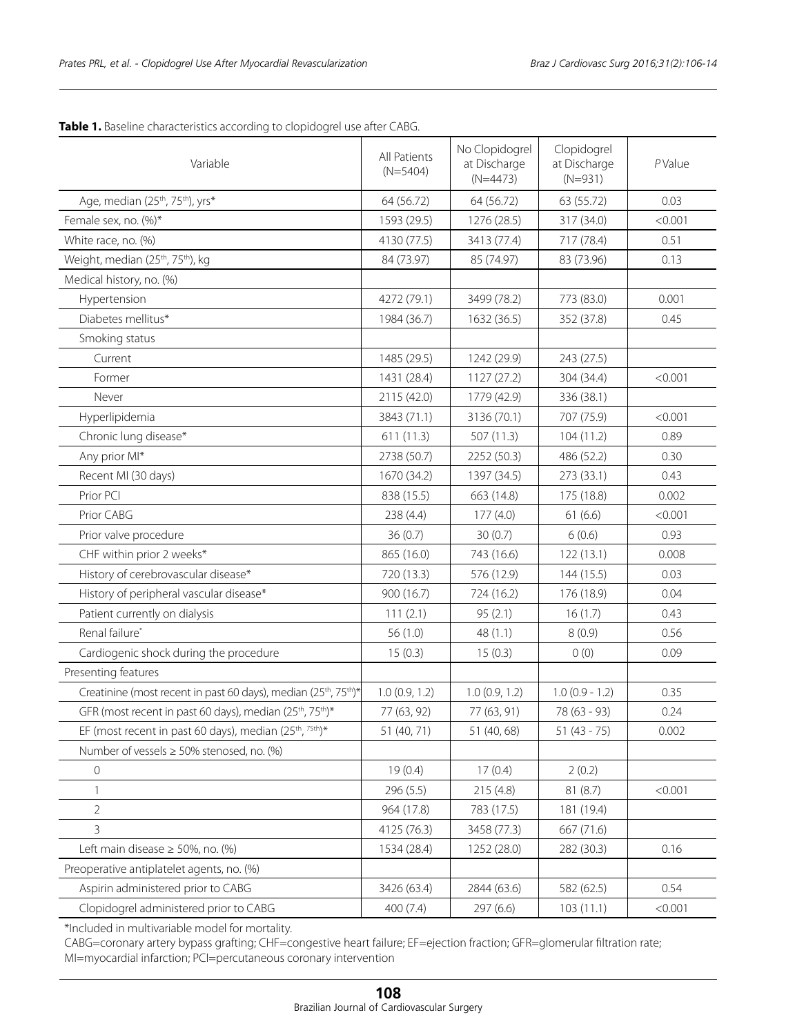**Table 1.** Baseline characteristics according to clopidogrel use after CABG.

| Variable | All Patients (N=5404) | No Clopidogrel at Discharge (N=4473) | Clopidogrel at Discharge (N=931) | *P* Value |
|---|---|---|---|---|
| Age, median (25th, 75th), yrs* | 64 (56.72) | 64 (56.72) | 63 (55.72) | 0.03 |
| Female sex, no. (%)* | 1593 (29.5) | 1276 (28.5) | 317 (34.0) | <0.001 |
| White race, no. (%) | 4130 (77.5) | 3413 (77.4) | 717 (78.4) | 0.51 |
| Weight, median (25th, 75th), kg | 84 (73.97) | 85 (74.97) | 83 (73.96) | 0.13 |
| Medical history, no. (%) | | | | |
| Hypertension | 4272 (79.1) | 3499 (78.2) | 773 (83.0) | 0.001 |
| Diabetes mellitus* | 1984 (36.7) | 1632 (36.5) | 352 (37.8) | 0.45 |
| Smoking status | | | | |
| Current | 1485 (29.5) | 1242 (29.9) | 243 (27.5) | |
| Former | 1431 (28.4) | 1127 (27.2) | 304 (34.4) | <0.001 |
| Never | 2115 (42.0) | 1779 (42.9) | 336 (38.1) | |
| Hyperlipidemia | 3843 (71.1) | 3136 (70.1) | 707 (75.9) | <0.001 |
| Chronic lung disease* | 611 (11.3) | 507 (11.3) | 104 (11.2) | 0.89 |
| Any prior MI* | 2738 (50.7) | 2252 (50.3) | 486 (52.2) | 0.30 |
| Recent MI (30 days) | 1670 (34.2) | 1397 (34.5) | 273 (33.1) | 0.43 |
| Prior PCI | 838 (15.5) | 663 (14.8) | 175 (18.8) | 0.002 |
| Prior CABG | 238 (4.4) | 177 (4.0) | 61 (6.6) | <0.001 |
| Prior valve procedure | 36 (0.7) | 30 (0.7) | 6 (0.6) | 0.93 |
| CHF within prior 2 weeks* | 865 (16.0) | 743 (16.6) | 122 (13.1) | 0.008 |
| History of cerebrovascular disease* | 720 (13.3) | 576 (12.9) | 144 (15.5) | 0.03 |
| History of peripheral vascular disease* | 900 (16.7) | 724 (16.2) | 176 (18.9) | 0.04 |
| Patient currently on dialysis | 111 (2.1) | 95 (2.1) | 16 (1.7) | 0.43 |
| Renal failure* | 56 (1.0) | 48 (1.1) | 8 (0.9) | 0.56 |
| Cardiogenic shock during the procedure | 15 (0.3) | 15 (0.3) | 0 (0) | 0.09 |
| Presenting features | | | | |
| Creatinine (most recent in past 60 days), median (25th, 75th)* | 1.0 (0.9, 1.2) | 1.0 (0.9, 1.2) | 1.0 (0.9 - 1.2) | 0.35 |
| GFR (most recent in past 60 days), median (25th, 75th)* | 77 (63, 92) | 77 (63, 91) | 78 (63 - 93) | 0.24 |
| EF (most recent in past 60 days), median (25th, 75th)* | 51 (40, 71) | 51 (40, 68) | 51 (43 - 75) | 0.002 |
| Number of vessels ≥ 50% stenosed, no. (%) | | | | |
| 0 | 19 (0.4) | 17 (0.4) | 2 (0.2) | |
| 1 | 296 (5.5) | 215 (4.8) | 81 (8.7) | <0.001 |
| 2 | 964 (17.8) | 783 (17.5) | 181 (19.4) | |
| 3 | 4125 (76.3) | 3458 (77.3) | 667 (71.6) | |
| Left main disease ≥ 50%, no. (%) | 1534 (28.4) | 1252 (28.0) | 282 (30.3) | 0.16 |
| Preoperative antiplatelet agents, no. (%) | | | | |
| Aspirin administered prior to CABG | 3426 (63.4) | 2844 (63.6) | 582 (62.5) | 0.54 |
| Clopidogrel administered prior to CABG | 400 (7.4) | 297 (6.6) | 103 (11.1) | <0.001 |

*Included in multivariable model for mortality.

CABG=coronary artery bypass grafting; CHF=congestive heart failure; EF=ejection fraction; GFR=glomerular filtration rate; MI=myocardial infarction; PCI=percutaneous coronary intervention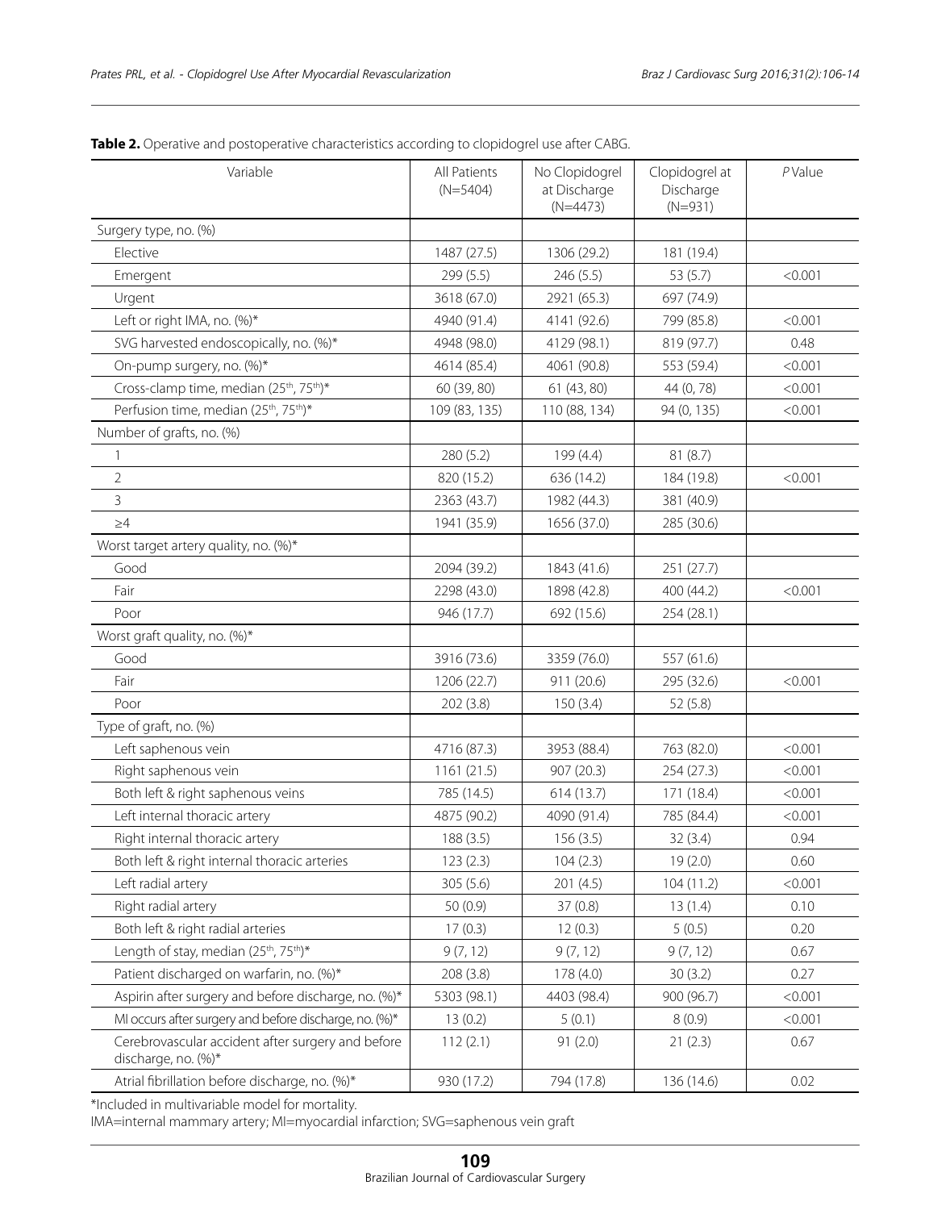**Table 2.** Operative and postoperative characteristics according to clopidogrel use after CABG.

| Variable | All Patients (N=5404) | No Clopidogrel at Discharge (N=4473) | Clopidogrel at Discharge (N=931) | *P* Value |
|---|---|---|---|---|
| Surgery type, no. (%) | | | | |
| Elective | 1487 (27.5) | 1306 (29.2) | 181 (19.4) | |
| Emergent | 299 (5.5) | 246 (5.5) | 53 (5.7) | <0.001 |
| Urgent | 3618 (67.0) | 2921 (65.3) | 697 (74.9) | |
| Left or right IMA, no. (%)* | 4940 (91.4) | 4141 (92.6) | 799 (85.8) | <0.001 |
| SVG harvested endoscopically, no. (%)* | 4948 (98.0) | 4129 (98.1) | 819 (97.7) | 0.48 |
| On-pump surgery, no. (%)* | 4614 (85.4) | 4061 (90.8) | 553 (59.4) | <0.001 |
| Cross-clamp time, median (25th, 75th)* | 60 (39, 80) | 61 (43, 80) | 44 (0, 78) | <0.001 |
| Perfusion time, median (25th, 75th)* | 109 (83, 135) | 110 (88, 134) | 94 (0, 135) | <0.001 |
| Number of grafts, no. (%) | | | | |
| 1 | 280 (5.2) | 199 (4.4) | 81 (8.7) | |
| 2 | 820 (15.2) | 636 (14.2) | 184 (19.8) | <0.001 |
| 3 | 2363 (43.7) | 1982 (44.3) | 381 (40.9) | |
| ≥4 | 1941 (35.9) | 1656 (37.0) | 285 (30.6) | |
| Worst target artery quality, no. (%)* | | | | |
| Good | 2094 (39.2) | 1843 (41.6) | 251 (27.7) | |
| Fair | 2298 (43.0) | 1898 (42.8) | 400 (44.2) | <0.001 |
| Poor | 946 (17.7) | 692 (15.6) | 254 (28.1) | |
| Worst graft quality, no. (%)* | | | | |
| Good | 3916 (73.6) | 3359 (76.0) | 557 (61.6) | |
| Fair | 1206 (22.7) | 911 (20.6) | 295 (32.6) | <0.001 |
| Poor | 202 (3.8) | 150 (3.4) | 52 (5.8) | |
| Type of graft, no. (%) | | | | |
| Left saphenous vein | 4716 (87.3) | 3953 (88.4) | 763 (82.0) | <0.001 |
| Right saphenous vein | 1161 (21.5) | 907 (20.3) | 254 (27.3) | <0.001 |
| Both left & right saphenous veins | 785 (14.5) | 614 (13.7) | 171 (18.4) | <0.001 |
| Left internal thoracic artery | 4875 (90.2) | 4090 (91.4) | 785 (84.4) | <0.001 |
| Right internal thoracic artery | 188 (3.5) | 156 (3.5) | 32 (3.4) | 0.94 |
| Both left & right internal thoracic arteries | 123 (2.3) | 104 (2.3) | 19 (2.0) | 0.60 |
| Left radial artery | 305 (5.6) | 201 (4.5) | 104 (11.2) | <0.001 |
| Right radial artery | 50 (0.9) | 37 (0.8) | 13 (1.4) | 0.10 |
| Both left & right radial arteries | 17 (0.3) | 12 (0.3) | 5 (0.5) | 0.20 |
| Length of stay, median (25th, 75th)* | 9 (7, 12) | 9 (7, 12) | 9 (7, 12) | 0.67 |
| Patient discharged on warfarin, no. (%)* | 208 (3.8) | 178 (4.0) | 30 (3.2) | 0.27 |
| Aspirin after surgery and before discharge, no. (%)* | 5303 (98.1) | 4403 (98.4) | 900 (96.7) | <0.001 |
| MI occurs after surgery and before discharge, no. (%)* | 13 (0.2) | 5 (0.1) | 8 (0.9) | <0.001 |
| Cerebrovascular accident after surgery and before discharge, no. (%)* | 112 (2.1) | 91 (2.0) | 21 (2.3) | 0.67 |
| Atrial fibrillation before discharge, no. (%)* | 930 (17.2) | 794 (17.8) | 136 (14.6) | 0.02 |

*Included in multivariable model for mortality.

IMA=internal mammary artery; MI=myocardial infarction; SVG=saphenous vein graft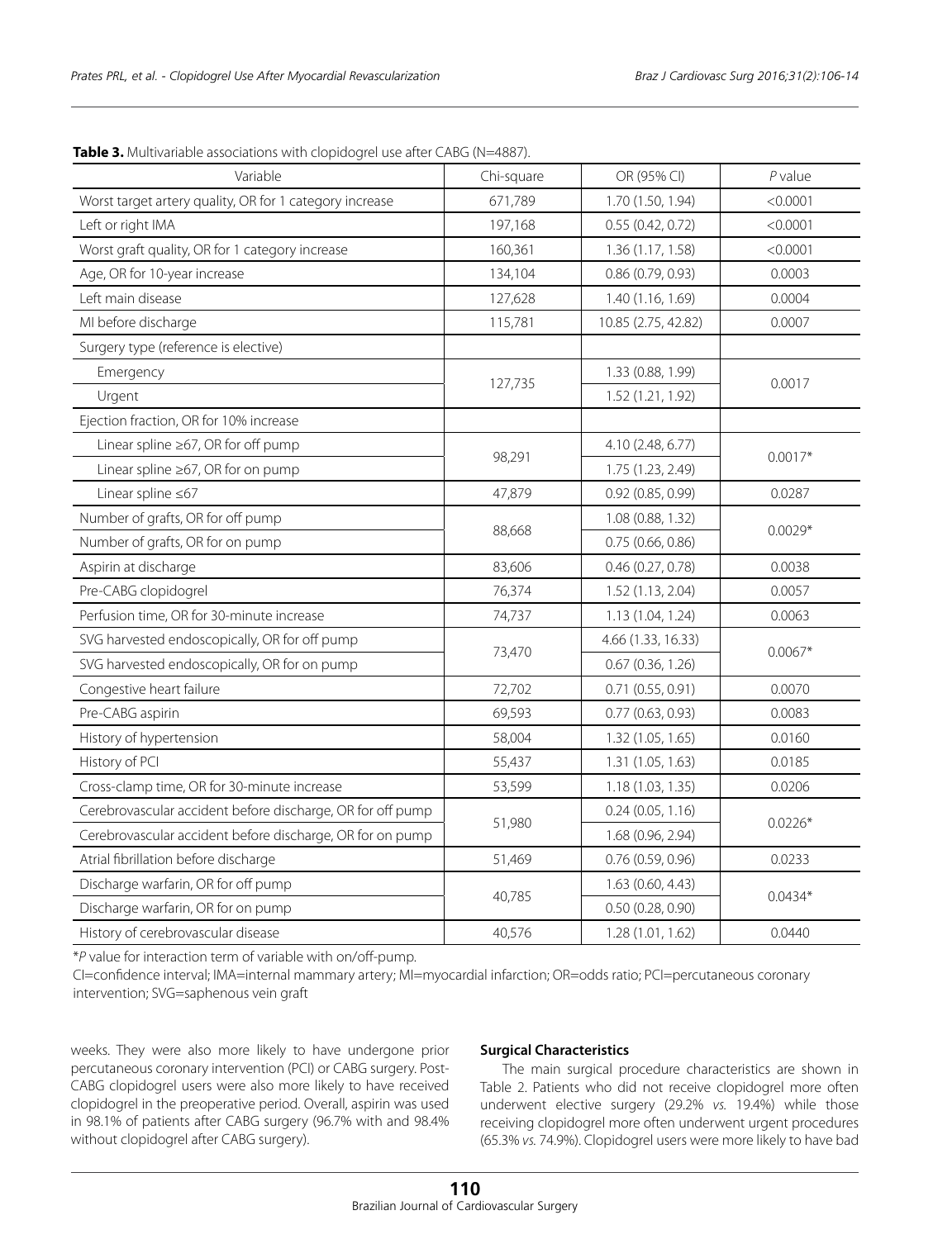**Table 3.** Multivariable associations with clopidogrel use after CABG (N=4887).

| Variable | Chi-square | OR (95% CI) | *P* value |
|---|---|---|---|
| Worst target artery quality, OR for 1 category increase | 671,789 | 1.70 (1.50, 1.94) | <0.0001 |
| Left or right IMA | 197,168 | 0.55 (0.42, 0.72) | <0.0001 |
| Worst graft quality, OR for 1 category increase | 160,361 | 1.36 (1.17, 1.58) | <0.0001 |
| Age, OR for 10-year increase | 134,104 | 0.86 (0.79, 0.93) | 0.0003 |
| Left main disease | 127,628 | 1.40 (1.16, 1.69) | 0.0004 |
| MI before discharge | 115,781 | 10.85 (2.75, 42.82) | 0.0007 |
| Surgery type (reference is elective) | | | |
| Emergency | 127,735 | 1.33 (0.88, 1.99) | 0.0017 |
| Urgent | | 1.52 (1.21, 1.92) | |
| Ejection fraction, OR for 10% increase | | | |
| Linear spline ≥67, OR for off pump | 98,291 | 4.10 (2.48, 6.77) | 0.0017* |
| Linear spline ≥67, OR for on pump | | 1.75 (1.23, 2.49) | |
| Linear spline ≤67 | 47,879 | 0.92 (0.85, 0.99) | 0.0287 |
| Number of grafts, OR for off pump | 88,668 | 1.08 (0.88, 1.32) | 0.0029* |
| Number of grafts, OR for on pump | | 0.75 (0.66, 0.86) | |
| Aspirin at discharge | 83,606 | 0.46 (0.27, 0.78) | 0.0038 |
| Pre-CABG clopidogrel | 76,374 | 1.52 (1.13, 2.04) | 0.0057 |
| Perfusion time, OR for 30-minute increase | 74,737 | 1.13 (1.04, 1.24) | 0.0063 |
| SVG harvested endoscopically, OR for off pump | 73,470 | 4.66 (1.33, 16.33) | 0.0067* |
| SVG harvested endoscopically, OR for on pump | | 0.67 (0.36, 1.26) | |
| Congestive heart failure | 72,702 | 0.71 (0.55, 0.91) | 0.0070 |
| Pre-CABG aspirin | 69,593 | 0.77 (0.63, 0.93) | 0.0083 |
| History of hypertension | 58,004 | 1.32 (1.05, 1.65) | 0.0160 |
| History of PCI | 55,437 | 1.31 (1.05, 1.63) | 0.0185 |
| Cross-clamp time, OR for 30-minute increase | 53,599 | 1.18 (1.03, 1.35) | 0.0206 |
| Cerebrovascular accident before discharge, OR for off pump | 51,980 | 0.24 (0.05, 1.16) | 0.0226* |
| Cerebrovascular accident before discharge, OR for on pump | | 1.68 (0.96, 2.94) | |
| Atrial fibrillation before discharge | 51,469 | 0.76 (0.59, 0.96) | 0.0233 |
| Discharge warfarin, OR for off pump | 40,785 | 1.63 (0.60, 4.43) | 0.0434* |
| Discharge warfarin, OR for on pump | | 0.50 (0.28, 0.90) | |
| History of cerebrovascular disease | 40,576 | 1.28 (1.01, 1.62) | 0.0440 |

**P* value for interaction term of variable with on/off-pump.

CI=confidence interval; IMA=internal mammary artery; MI=myocardial infarction; OR=odds ratio; PCI=percutaneous coronary intervention; SVG=saphenous vein graft

weeks. They were also more likely to have undergone prior percutaneous coronary intervention (PCI) or CABG surgery. Post-CABG clopidogrel users were also more likely to have received clopidogrel in the preoperative period. Overall, aspirin was used in 98.1% of patients after CABG surgery (96.7% with and 98.4% without clopidogrel after CABG surgery).

**Surgical Characteristics**

The main surgical procedure characteristics are shown in Table 2. Patients who did not receive clopidogrel more often underwent elective surgery (29.2% *vs.* 19.4%) while those receiving clopidogrel more often underwent urgent procedures (65.3% *vs.* 74.9%). Clopidogrel users were more likely to have bad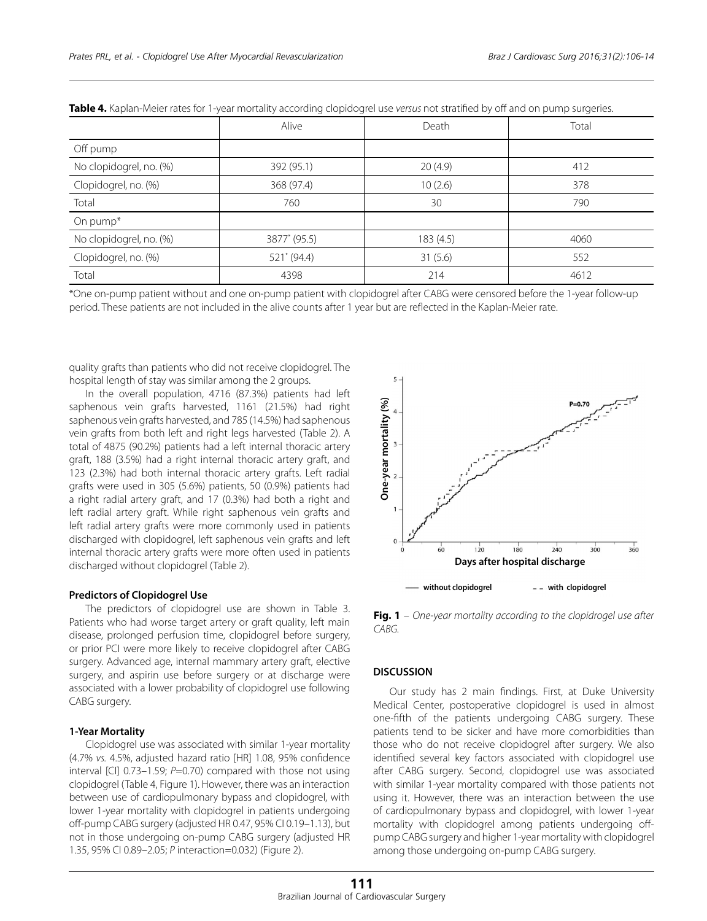**Table 4.** Kaplan-Meier rates for 1-year mortality according clopidogrel use *versus* not stratified by off and on pump surgeries.

| | Alive | Death | Total |
|---|---|---|---|
| Off pump | | | |
| No clopidogrel, no. (%) | 392 (95.1) | 20 (4.9) | 412 |
| Clopidogrel, no. (%) | 368 (97.4) | 10 (2.6) | 378 |
| Total | 760 | 30 | 790 |
| On pump* | | | |
| No clopidogrel, no. (%) | 3877* (95.5) | 183 (4.5) | 4060 |
| Clopidogrel, no. (%) | 521* (94.4) | 31 (5.6) | 552 |
| Total | 4398 | 214 | 4612 |

*One on-pump patient without and one on-pump patient with clopidogrel after CABG were censored before the 1-year follow-up period. These patients are not included in the alive counts after 1 year but are reflected in the Kaplan-Meier rate.

quality grafts than patients who did not receive clopidogrel. The hospital length of stay was similar among the 2 groups.

In the overall population, 4716 (87.3%) patients had left saphenous vein grafts harvested, 1161 (21.5%) had right saphenous vein grafts harvested, and 785 (14.5%) had saphenous vein grafts from both left and right legs harvested (Table 2). A total of 4875 (90.2%) patients had a left internal thoracic artery graft, 188 (3.5%) had a right internal thoracic artery graft, and 123 (2.3%) had both internal thoracic artery grafts. Left radial grafts were used in 305 (5.6%) patients, 50 (0.9%) patients had a right radial artery graft, and 17 (0.3%) had both a right and left radial artery graft. While right saphenous vein grafts and left radial artery grafts were more commonly used in patients discharged with clopidogrel, left saphenous vein grafts and left internal thoracic artery grafts were more often used in patients discharged without clopidogrel (Table 2).

**Predictors of Clopidogrel Use**

The predictors of clopidogrel use are shown in Table 3. Patients who had worse target artery or graft quality, left main disease, prolonged perfusion time, clopidogrel before surgery, or prior PCI were more likely to receive clopidogrel after CABG surgery. Advanced age, internal mammary artery graft, elective surgery, and aspirin use before surgery or at discharge were associated with a lower probability of clopidogrel use following CABG surgery.

**1-Year Mortality**

Clopidogrel use was associated with similar 1-year mortality (4.7% *vs.* 4.5%, adjusted hazard ratio [HR] 1.08, 95% confidence interval [CI] 0.73–1.59; $P$=0.70) compared with those not using clopidogrel (Table 4, Figure 1). However, there was an interaction between use of cardiopulmonary bypass and clopidogrel, with lower 1-year mortality with clopidogrel in patients undergoing off-pump CABG surgery (adjusted HR 0.47, 95% CI 0.19–1.13), but not in those undergoing on-pump CABG surgery (adjusted HR 1.35, 95% CI 0.89–2.05; $P$ interaction=0.032) (Figure 2).

**Fig. 1** – *One-year mortality according to the clopidrogel use after CABG.*

**DISCUSSION**

Our study has 2 main findings. First, at Duke University Medical Center, postoperative clopidogrel is used in almost one-fifth of the patients undergoing CABG surgery. These patients tend to be sicker and have more comorbidities than those who do not receive clopidogrel after surgery. We also identified several key factors associated with clopidogrel use after CABG surgery. Second, clopidogrel use was associated with similar 1-year mortality compared with those patients not using it. However, there was an interaction between the use of cardiopulmonary bypass and clopidogrel, with lower 1-year mortality with clopidogrel among patients undergoing off-pump CABG surgery and higher 1-year mortality with clopidogrel among those undergoing on-pump CABG surgery.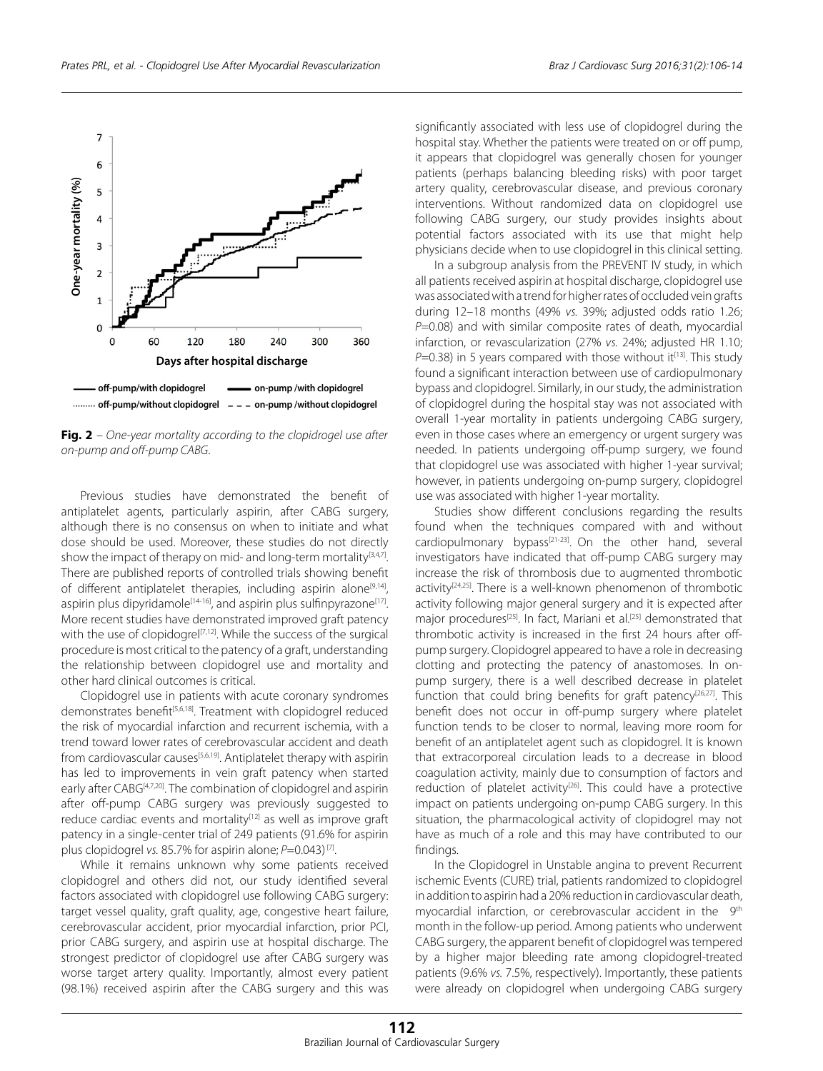Fig. 2 – *One-year mortality according to the clopidrogel use after on-pump and off-pump CABG.*

Previous studies have demonstrated the benefit of antiplatelet agents, particularly aspirin, after CABG surgery, although there is no consensus on when to initiate and what dose should be used. Moreover, these studies do not directly show the impact of therapy on mid- and long-term mortality[3,4,7]. There are published reports of controlled trials showing benefit of different antiplatelet therapies, including aspirin alone[9,14], aspirin plus dipyridamole[14-16], and aspirin plus sulfinpyrazone[17]. More recent studies have demonstrated improved graft patency with the use of clopidogrel[7,12]. While the success of the surgical procedure is most critical to the patency of a graft, understanding the relationship between clopidogrel use and mortality and other hard clinical outcomes is critical.

Clopidogrel use in patients with acute coronary syndromes demonstrates benefit[5,6,18]. Treatment with clopidogrel reduced the risk of myocardial infarction and recurrent ischemia, with a trend toward lower rates of cerebrovascular accident and death from cardiovascular causes[5,6,19]. Antiplatelet therapy with aspirin has led to improvements in vein graft patency when started early after CABG[4,7,20]. The combination of clopidogrel and aspirin after off-pump CABG surgery was previously suggested to reduce cardiac events and mortality[12] as well as improve graft patency in a single-center trial of 249 patients (91.6% for aspirin plus clopidogrel *vs.* 85.7% for aspirin alone; $P$=0.043)[7].

While it remains unknown why some patients received clopidogrel and others did not, our study identified several factors associated with clopidogrel use following CABG surgery: target vessel quality, graft quality, age, congestive heart failure, cerebrovascular accident, prior myocardial infarction, prior PCI, prior CABG surgery, and aspirin use at hospital discharge. The strongest predictor of clopidogrel use after CABG surgery was worse target artery quality. Importantly, almost every patient (98.1%) received aspirin after the CABG surgery and this was significantly associated with less use of clopidogrel during the hospital stay. Whether the patients were treated on or off pump, it appears that clopidogrel was generally chosen for younger patients (perhaps balancing bleeding risks) with poor target artery quality, cerebrovascular disease, and previous coronary interventions. Without randomized data on clopidogrel use following CABG surgery, our study provides insights about potential factors associated with its use that might help physicians decide when to use clopidogrel in this clinical setting.

In a subgroup analysis from the PREVENT IV study, in which all patients received aspirin at hospital discharge, clopidogrel use was associated with a trend for higher rates of occluded vein grafts during 12–18 months (49% *vs.* 39%; adjusted odds ratio 1.26; $P$=0.08) and with similar composite rates of death, myocardial infarction, or revascularization (27% *vs.* 24%; adjusted HR 1.10; $P$=0.38) in 5 years compared with those without it[13]. This study found a significant interaction between use of cardiopulmonary bypass and clopidogrel. Similarly, in our study, the administration of clopidogrel during the hospital stay was not associated with overall 1-year mortality in patients undergoing CABG surgery, even in those cases where an emergency or urgent surgery was needed. In patients undergoing off-pump surgery, we found that clopidogrel use was associated with higher 1-year survival; however, in patients undergoing on-pump surgery, clopidogrel use was associated with higher 1-year mortality.

Studies show different conclusions regarding the results found when the techniques compared with and without cardiopulmonary bypass[21-23]. On the other hand, several investigators have indicated that off-pump CABG surgery may increase the risk of thrombosis due to augmented thrombotic activity[24,25]. There is a well-known phenomenon of thrombotic activity following major general surgery and it is expected after major procedures[25]. In fact, Mariani et al.[25] demonstrated that thrombotic activity is increased in the first 24 hours after off-pump surgery. Clopidogrel appeared to have a role in decreasing clotting and protecting the patency of anastomoses. In on-pump surgery, there is a well described decrease in platelet function that could bring benefits for graft patency[26,27]. This benefit does not occur in off-pump surgery where platelet function tends to be closer to normal, leaving more room for benefit of an antiplatelet agent such as clopidogrel. It is known that extracorporeal circulation leads to a decrease in blood coagulation activity, mainly due to consumption of factors and reduction of platelet activity[26]. This could have a protective impact on patients undergoing on-pump CABG surgery. In this situation, the pharmacological activity of clopidogrel may not have as much of a role and this may have contributed to our findings.

In the Clopidogrel in Unstable angina to prevent Recurrent ischemic Events (CURE) trial, patients randomized to clopidogrel in addition to aspirin had a 20% reduction in cardiovascular death, myocardial infarction, or cerebrovascular accident in the 9th month in the follow-up period. Among patients who underwent CABG surgery, the apparent benefit of clopidogrel was tempered by a higher major bleeding rate among clopidogrel-treated patients (9.6% *vs.* 7.5%, respectively). Importantly, these patients were already on clopidogrel when undergoing CABG surgery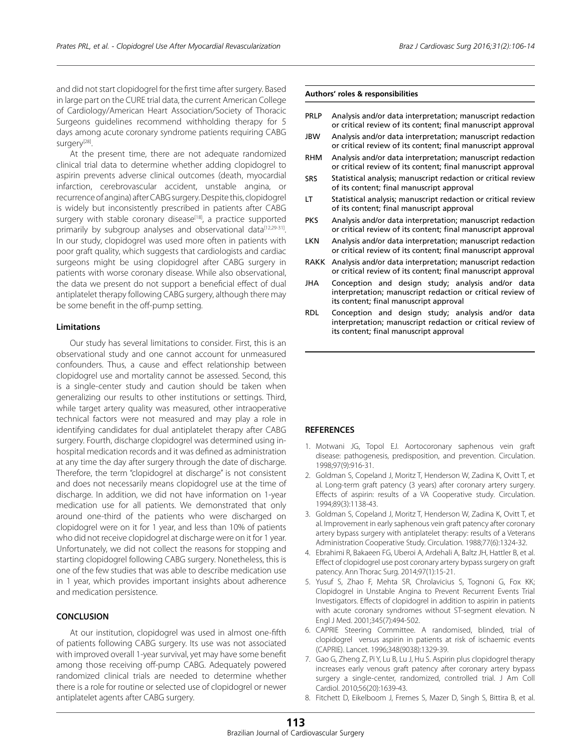and did not start clopidogrel for the first time after surgery. Based in large part on the CURE trial data, the current American College of Cardiology/American Heart Association/Society of Thoracic Surgeons guidelines recommend withholding therapy for 5 days among acute coronary syndrome patients requiring CABG surgery[28].

At the present time, there are not adequate randomized clinical trial data to determine whether adding clopidogrel to aspirin prevents adverse clinical outcomes (death, myocardial infarction, cerebrovascular accident, unstable angina, or recurrence of angina) after CABG surgery. Despite this, clopidogrel is widely but inconsistently prescribed in patients after CABG surgery with stable coronary disease[18], a practice supported primarily by subgroup analyses and observational data[12,29-31]. In our study, clopidogrel was used more often in patients with poor graft quality, which suggests that cardiologists and cardiac surgeons might be using clopidogrel after CABG surgery in patients with worse coronary disease. While also observational, the data we present do not support a beneficial effect of dual antiplatelet therapy following CABG surgery, although there may be some benefit in the off-pump setting.

### Limitations

Our study has several limitations to consider. First, this is an observational study and one cannot account for unmeasured confounders. Thus, a cause and effect relationship between clopidogrel use and mortality cannot be assessed. Second, this is a single-center study and caution should be taken when generalizing our results to other institutions or settings. Third, while target artery quality was measured, other intraoperative technical factors were not measured and may play a role in identifying candidates for dual antiplatelet therapy after CABG surgery. Fourth, discharge clopidogrel was determined using in-hospital medication records and it was defined as administration at any time the day after surgery through the date of discharge. Therefore, the term "clopidogrel at discharge" is not consistent and does not necessarily means clopidogrel use at the time of discharge. In addition, we did not have information on 1-year medication use for all patients. We demonstrated that only around one-third of the patients who were discharged on clopidogrel were on it for 1 year, and less than 10% of patients who did not receive clopidogrel at discharge were on it for 1 year. Unfortunately, we did not collect the reasons for stopping and starting clopidogrel following CABG surgery. Nonetheless, this is one of the few studies that was able to describe medication use in 1 year, which provides important insights about adherence and medication persistence.

## CONCLUSION

At our institution, clopidogrel was used in almost one-fifth of patients following CABG surgery. Its use was not associated with improved overall 1-year survival, yet may have some benefit among those receiving off-pump CABG. Adequately powered randomized clinical trials are needed to determine whether there is a role for routine or selected use of clopidogrel or newer antiplatelet agents after CABG surgery.

**Authors' roles & responsibilities**

| | |
|---|---|
| PRLP | Analysis and/or data interpretation; manuscript redaction or critical review of its content; final manuscript approval |
| JBW | Analysis and/or data interpretation; manuscript redaction or critical review of its content; final manuscript approval |
| RHM | Analysis and/or data interpretation; manuscript redaction or critical review of its content; final manuscript approval |
| SRS | Statistical analysis; manuscript redaction or critical review of its content; final manuscript approval |
| LT | Statistical analysis; manuscript redaction or critical review of its content; final manuscript approval |
| PKS | Analysis and/or data interpretation; manuscript redaction or critical review of its content; final manuscript approval |
| LKN | Analysis and/or data interpretation; manuscript redaction or critical review of its content; final manuscript approval |
| RAKK | Analysis and/or data interpretation; manuscript redaction or critical review of its content; final manuscript approval |
| JHA | Conception and design study; analysis and/or data interpretation; manuscript redaction or critical review of its content; final manuscript approval |
| RDL | Conception and design study; analysis and/or data interpretation; manuscript redaction or critical review of its content; final manuscript approval |

## REFERENCES

1. Motwani JG, Topol EJ. Aortocoronary saphenous vein graft disease: pathogenesis, predisposition, and prevention. Circulation. 1998;97(9):916-31.
2. Goldman S, Copeland J, Moritz T, Henderson W, Zadina K, Ovitt T, et al. Long-term graft patency (3 years) after coronary artery surgery. Effects of aspirin: results of a VA Cooperative study. Circulation. 1994;89(3):1138-43.
3. Goldman S, Copeland J, Moritz T, Henderson W, Zadina K, Ovitt T, et al. Improvement in early saphenous vein graft patency after coronary artery bypass surgery with antiplatelet therapy: results of a Veterans Administration Cooperative Study. Circulation. 1988;77(6):1324-32.
4. Ebrahimi R, Bakaeen FG, Uberoi A, Ardehali A, Baltz JH, Hattler B, et al. Effect of clopidogrel use post coronary artery bypass surgery on graft patency. Ann Thorac Surg. 2014;97(1):15-21.
5. Yusuf S, Zhao F, Mehta SR, Chrolavicius S, Tognoni G, Fox KK; Clopidogrel in Unstable Angina to Prevent Recurrent Events Trial Investigators. Effects of clopidogrel in addition to aspirin in patients with acute coronary syndromes without ST-segment elevation. N Engl J Med. 2001;345(7):494-502.
6. CAPRIE Steering Committee. A randomised, blinded, trial of clopidogrel versus aspirin in patients at risk of ischaemic events (CAPRIE). Lancet. 1996;348(9038):1329-39.
7. Gao G, Zheng Z, Pi Y, Lu B, Lu J, Hu S. Aspirin plus clopidogrel therapy increases early venous graft patency after coronary artery bypass surgery a single-center, randomized, controlled trial. J Am Coll Cardiol. 2010;56(20):1639-43.
8. Fitchett D, Eikelboom J, Fremes S, Mazer D, Singh S, Bittira B, et al.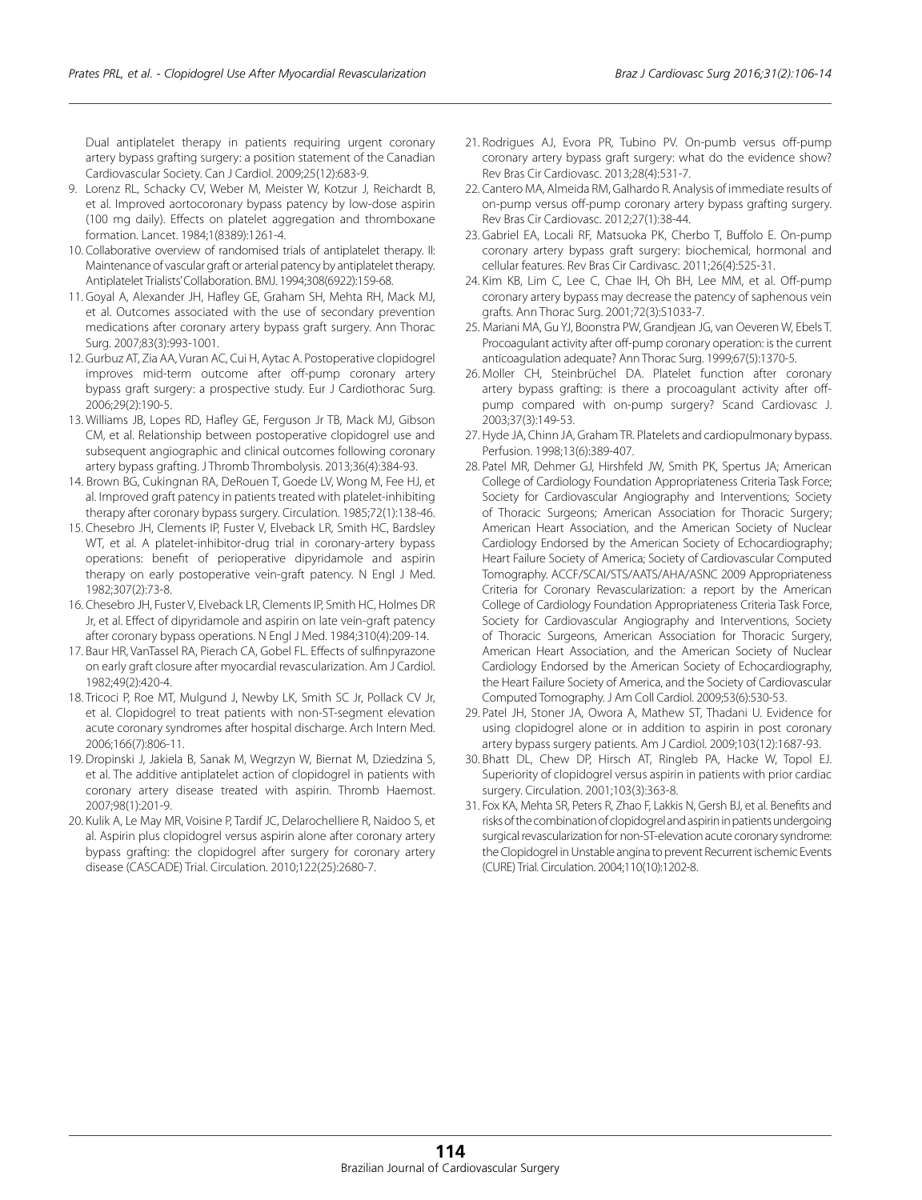Dual antiplatelet therapy in patients requiring urgent coronary artery bypass grafting surgery: a position statement of the Canadian Cardiovascular Society. Can J Cardiol. 2009;25(12):683-9.

9. Lorenz RL, Schacky CV, Weber M, Meister W, Kotzur J, Reichardt B, et al. Improved aortocoronary bypass patency by low-dose aspirin (100 mg daily). Effects on platelet aggregation and thromboxane formation. Lancet. 1984;1(8389):1261-4.
10. Collaborative overview of randomised trials of antiplatelet therapy. II: Maintenance of vascular graft or arterial patency by antiplatelet therapy. Antiplatelet Trialists' Collaboration. BMJ. 1994;308(6922):159-68.
11. Goyal A, Alexander JH, Hafley GE, Graham SH, Mehta RH, Mack MJ, et al. Outcomes associated with the use of secondary prevention medications after coronary artery bypass graft surgery. Ann Thorac Surg. 2007;83(3):993-1001.
12. Gurbuz AT, Zia AA, Vuran AC, Cui H, Aytac A. Postoperative clopidogrel improves mid-term outcome after off-pump coronary artery bypass graft surgery: a prospective study. Eur J Cardiothorac Surg. 2006;29(2):190-5.
13. Williams JB, Lopes RD, Hafley GE, Ferguson Jr TB, Mack MJ, Gibson CM, et al. Relationship between postoperative clopidogrel use and subsequent angiographic and clinical outcomes following coronary artery bypass grafting. J Thromb Thrombolysis. 2013;36(4):384-93.
14. Brown BG, Cukingnan RA, DeRouen T, Goede LV, Wong M, Fee HJ, et al. Improved graft patency in patients treated with platelet-inhibiting therapy after coronary bypass surgery. Circulation. 1985;72(1):138-46.
15. Chesebro JH, Clements IP, Fuster V, Elveback LR, Smith HC, Bardsley WT, et al. A platelet-inhibitor-drug trial in coronary-artery bypass operations: benefit of perioperative dipyridamole and aspirin therapy on early postoperative vein-graft patency. N Engl J Med. 1982;307(2):73-8.
16. Chesebro JH, Fuster V, Elveback LR, Clements IP, Smith HC, Holmes DR Jr, et al. Effect of dipyridamole and aspirin on late vein-graft patency after coronary bypass operations. N Engl J Med. 1984;310(4):209-14.
17. Baur HR, VanTassel RA, Pierach CA, Gobel FL. Effects of sulfinpyrazone on early graft closure after myocardial revascularization. Am J Cardiol. 1982;49(2):420-4.
18. Tricoci P, Roe MT, Mulgund J, Newby LK, Smith SC Jr, Pollack CV Jr, et al. Clopidogrel to treat patients with non-ST-segment elevation acute coronary syndromes after hospital discharge. Arch Intern Med. 2006;166(7):806-11.
19. Dropinski J, Jakiela B, Sanak M, Wegrzyn W, Biernat M, Dziedzina S, et al. The additive antiplatelet action of clopidogrel in patients with coronary artery disease treated with aspirin. Thromb Haemost. 2007;98(1):201-9.
20. Kulik A, Le May MR, Voisine P, Tardif JC, Delarochelliere R, Naidoo S, et al. Aspirin plus clopidogrel versus aspirin alone after coronary artery bypass grafting: the clopidogrel after surgery for coronary artery disease (CASCADE) Trial. Circulation. 2010;122(25):2680-7.
21. Rodrigues AJ, Evora PR, Tubino PV. On-pumb versus off-pump coronary artery bypass graft surgery: what do the evidence show? Rev Bras Cir Cardiovasc. 2013;28(4):531-7.
22. Cantero MA, Almeida RM, Galhardo R. Analysis of immediate results of on-pump versus off-pump coronary artery bypass grafting surgery. Rev Bras Cir Cardiovasc. 2012;27(1):38-44.
23. Gabriel EA, Locali RF, Matsuoka PK, Cherbo T, Buffolo E. On-pump coronary artery bypass graft surgery: biochemical, hormonal and cellular features. Rev Bras Cir Cardivasc. 2011;26(4):525-31.
24. Kim KB, Lim C, Lee C, Chae IH, Oh BH, Lee MM, et al. Off-pump coronary artery bypass may decrease the patency of saphenous vein grafts. Ann Thorac Surg. 2001;72(3):S1033-7.
25. Mariani MA, Gu YJ, Boonstra PW, Grandjean JG, van Oeveren W, Ebels T. Procoagulant activity after off-pump coronary operation: is the current anticoagulation adequate? Ann Thorac Surg. 1999;67(5):1370-5.
26. Moller CH, Steinbrüchel DA. Platelet function after coronary artery bypass grafting: is there a procoagulant activity after off-pump compared with on-pump surgery? Scand Cardiovasc J. 2003;37(3):149-53.
27. Hyde JA, Chinn JA, Graham TR. Platelets and cardiopulmonary bypass. Perfusion. 1998;13(6):389-407.
28. Patel MR, Dehmer GJ, Hirshfeld JW, Smith PK, Spertus JA; American College of Cardiology Foundation Appropriateness Criteria Task Force; Society for Cardiovascular Angiography and Interventions; Society of Thoracic Surgeons; American Association for Thoracic Surgery; American Heart Association, and the American Society of Nuclear Cardiology Endorsed by the American Society of Echocardiography; Heart Failure Society of America; Society of Cardiovascular Computed Tomography. ACCF/SCAI/STS/AATS/AHA/ASNC 2009 Appropriateness Criteria for Coronary Revascularization: a report by the American College of Cardiology Foundation Appropriateness Criteria Task Force, Society for Cardiovascular Angiography and Interventions, Society of Thoracic Surgeons, American Association for Thoracic Surgery, American Heart Association, and the American Society of Nuclear Cardiology Endorsed by the American Society of Echocardiography, the Heart Failure Society of America, and the Society of Cardiovascular Computed Tomography. J Am Coll Cardiol. 2009;53(6):530-53.
29. Patel JH, Stoner JA, Owora A, Mathew ST, Thadani U. Evidence for using clopidogrel alone or in addition to aspirin in post coronary artery bypass surgery patients. Am J Cardiol. 2009;103(12):1687-93.
30. Bhatt DL, Chew DP, Hirsch AT, Ringleb PA, Hacke W, Topol EJ. Superiority of clopidogrel versus aspirin in patients with prior cardiac surgery. Circulation. 2001;103(3):363-8.
31. Fox KA, Mehta SR, Peters R, Zhao F, Lakkis N, Gersh BJ, et al. Benefits and risks of the combination of clopidogrel and aspirin in patients undergoing surgical revascularization for non-ST-elevation acute coronary syndrome: the Clopidogrel in Unstable angina to prevent Recurrent ischemic Events (CURE) Trial. Circulation. 2004;110(10):1202-8.